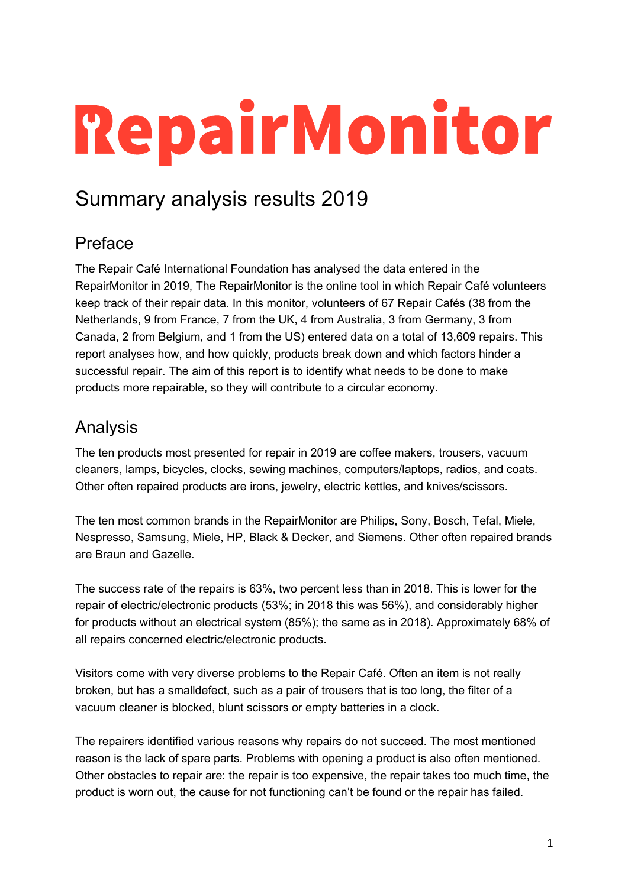# RepairMonitor

## Summary analysis results 2019

### Preface

The Repair Café International Foundation has analysed the data entered in the RepairMonitor in 2019, The RepairMonitor is the online tool in which Repair Café volunteers keep track of their repair data. In this monitor, volunteers of 67 Repair Cafés (38 from the Netherlands, 9 from France, 7 from the UK, 4 from Australia, 3 from Germany, 3 from Canada, 2 from Belgium, and 1 from the US) entered data on a total of 13,609 repairs. This report analyses how, and how quickly, products break down and which factors hinder a successful repair. The aim of this report is to identify what needs to be done to make products more repairable, so they will contribute to a circular economy.

### Analysis

The ten products most presented for repair in 2019 are coffee makers, trousers, vacuum cleaners, lamps, bicycles, clocks, sewing machines, computers/laptops, radios, and coats. Other often repaired products are irons, jewelry, electric kettles, and knives/scissors.

The ten most common brands in the RepairMonitor are Philips, Sony, Bosch, Tefal, Miele, Nespresso, Samsung, Miele, HP, Black & Decker, and Siemens. Other often repaired brands are Braun and Gazelle.

The success rate of the repairs is 63%, two percent less than in 2018. This is lower for the repair of electric/electronic products (53%; in 2018 this was 56%), and considerably higher for products without an electrical system (85%); the same as in 2018). Approximately 68% of all repairs concerned electric/electronic products.

Visitors come with very diverse problems to the Repair Café. Often an item is not really broken, but has a smalldefect, such as a pair of trousers that is too long, the filter of a vacuum cleaner is blocked, blunt scissors or empty batteries in a clock.

The repairers identified various reasons why repairs do not succeed. The most mentioned reason is the lack of spare parts. Problems with opening a product is also often mentioned. Other obstacles to repair are: the repair is too expensive, the repair takes too much time, the product is worn out, the cause for not functioning can't be found or the repair has failed.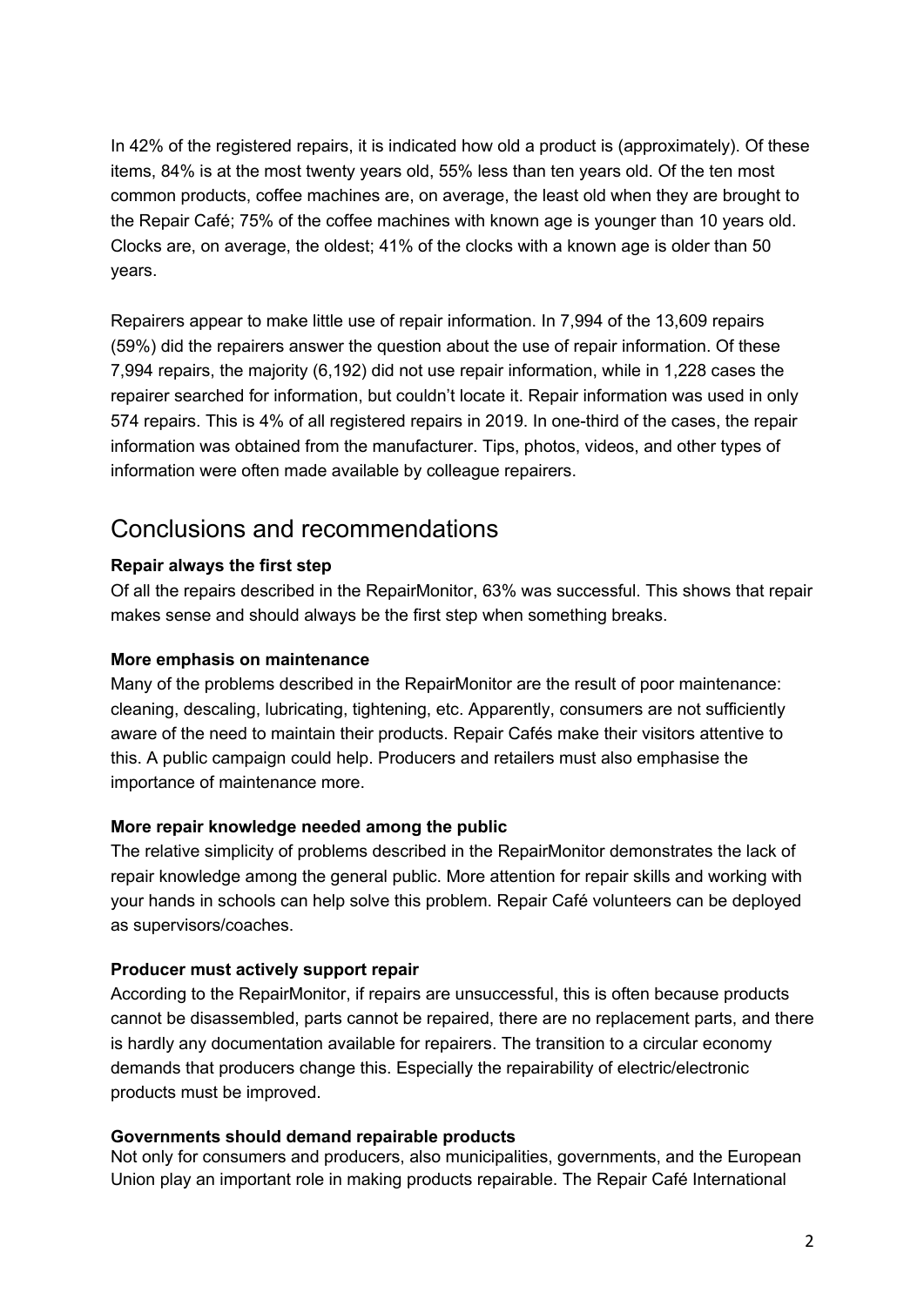In 42% of the registered repairs, it is indicated how old a product is (approximately). Of these items, 84% is at the most twenty years old, 55% less than ten years old. Of the ten most common products, coffee machines are, on average, the least old when they are brought to the Repair Café; 75% of the coffee machines with known age is younger than 10 years old. Clocks are, on average, the oldest; 41% of the clocks with a known age is older than 50 years.

Repairers appear to make little use of repair information. In 7,994 of the 13,609 repairs (59%) did the repairers answer the question about the use of repair information. Of these 7,994 repairs, the majority (6,192) did not use repair information, while in 1,228 cases the repairer searched for information, but couldn't locate it. Repair information was used in only 574 repairs. This is 4% of all registered repairs in 2019. In one-third of the cases, the repair information was obtained from the manufacturer. Tips, photos, videos, and other types of information were often made available by colleague repairers.

## Conclusions and recommendations

**Repair always the first step**

Of all the repairs described in the RepairMonitor, 63% was successful. This shows that repair makes sense and should always be the first step when something breaks.

**More emphasis on maintenance**

Many of the problems described in the RepairMonitor are the result of poor maintenance: cleaning, descaling, lubricating, tightening, etc. Apparently, consumers are not sufficiently aware of the need to maintain their products. Repair Cafés make their visitors attentive to this. A public campaign could help. Producers and retailers must also emphasise the importance of maintenance more.

**More repair knowledge needed among the public**

The relative simplicity of problems described in the RepairMonitor demonstrates the lack of repair knowledge among the general public. More attention for repair skills and working with your hands in schools can help solve this problem. Repair Café volunteers can be deployed as supervisors/coaches.

**Producer must actively support repair**

According to the RepairMonitor, if repairs are unsuccessful, this is often because products cannot be disassembled, parts cannot be repaired, there are no replacement parts, and there is hardly any documentation available for repairers. The transition to a circular economy demands that producers change this. Especially the repairability of electric/electronic products must be improved.

**Governments should demand repairable products**

Not only for consumers and producers, also municipalities, governments, and the European Union play an important role in making products repairable. The Repair Café International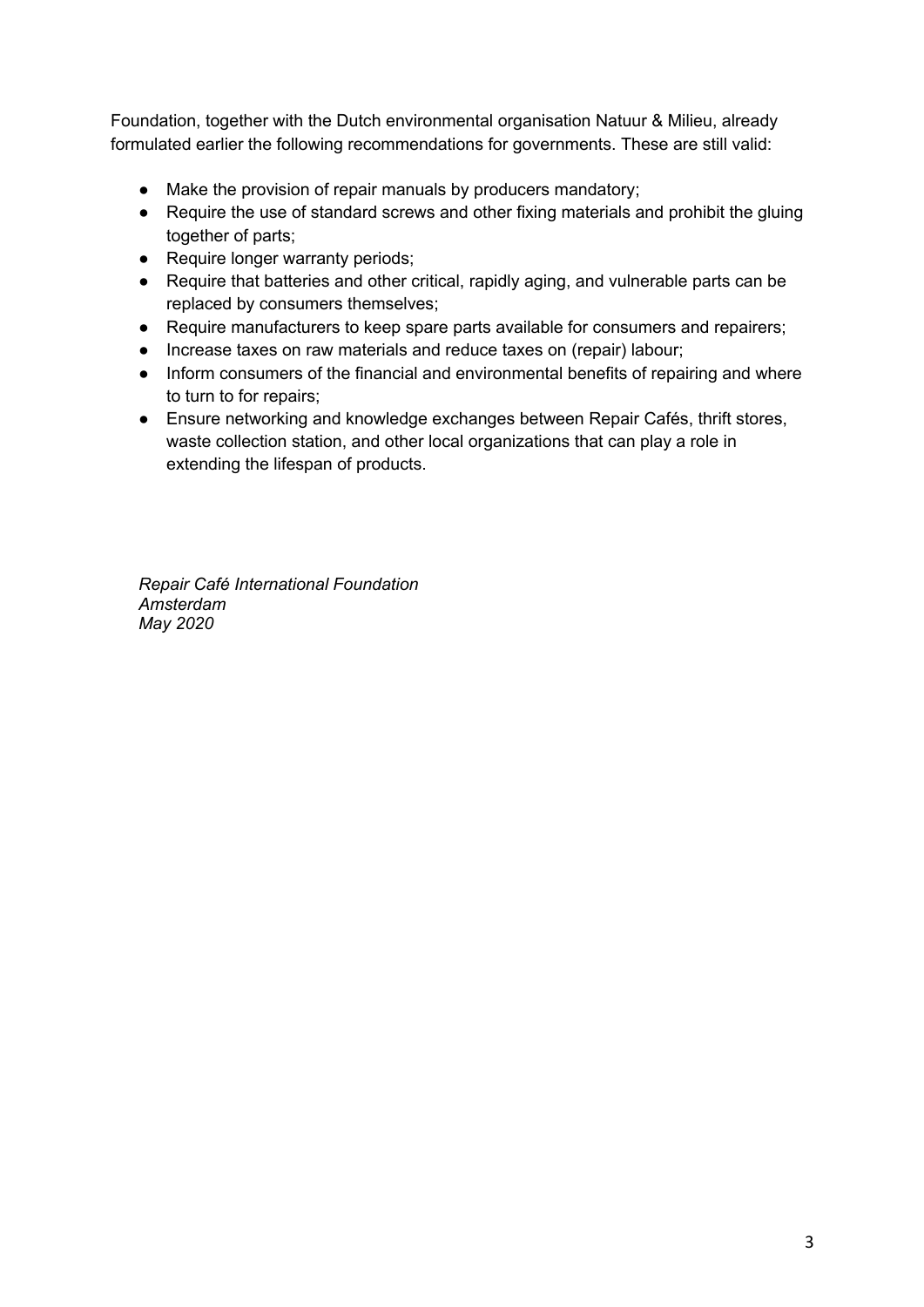Foundation, together with the Dutch environmental organisation Natuur & Milieu, already formulated earlier the following recommendations for governments. These are still valid:

- Make the provision of repair manuals by producers mandatory;
- Require the use of standard screws and other fixing materials and prohibit the gluing together of parts;
- Require longer warranty periods;
- Require that batteries and other critical, rapidly aging, and vulnerable parts can be replaced by consumers themselves;
- Require manufacturers to keep spare parts available for consumers and repairers;
- Increase taxes on raw materials and reduce taxes on (repair) labour;
- Inform consumers of the financial and environmental benefits of repairing and where to turn to for repairs;
- Ensure networking and knowledge exchanges between Repair Cafés, thrift stores, waste collection station, and other local organizations that can play a role in extending the lifespan of products.

*Repair Café International Foundation*
*Amsterdam*
*May 2020*